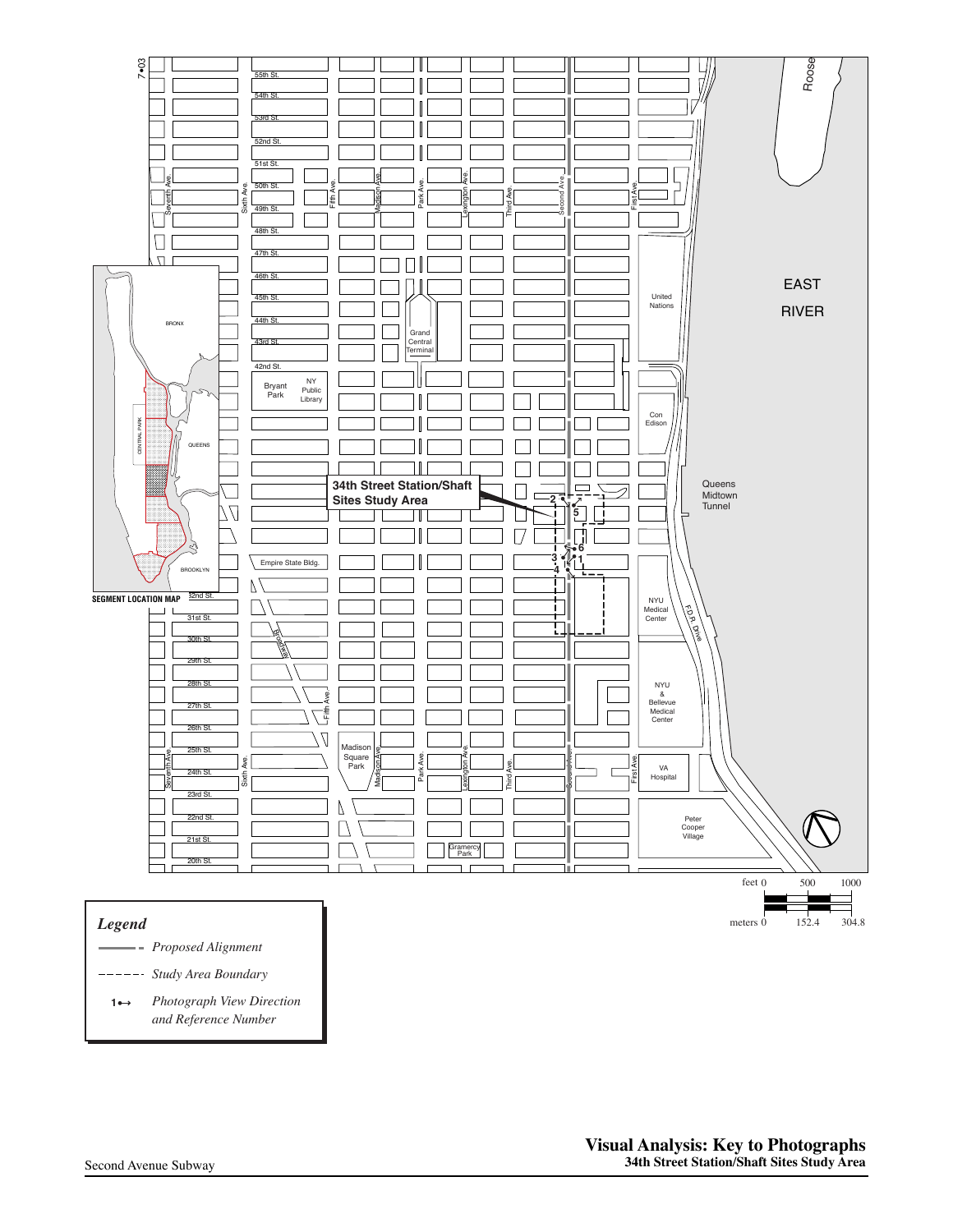7•03

55th St.
54th St.
53rd St.
52nd St.
51st St.
50th St.
49th St.
48th St.
47th St.
46th St.
45th St.
44th St.
43rd St.
42nd St.

Seventh Ave. | Sixth Ave. | Fifth Ave. | Madison Ave. | Park Ave. | Lexington Ave. | Third Ave. | Second Ave. | First Ave.

Roose

EAST RIVER

United Nations

Grand Central Terminal

Bryant Park

NY Public Library

Con Edison

Queens Midtown Tunnel

BRONX

CENTRAL PARK

QUEENS

BROOKLYN

**SEGMENT LOCATION MAP**

**34th Street Station/Shaft Sites Study Area**

2 5 6 3 1 4

Empire State Bldg.

32nd St.
31st St.
30th St.
29th St.
28th St.
27th St.
26th St.
25th St.
24th St.
23rd St.
22nd St.
21st St.
20th St.

Broadway

NYU Medical Center

F.D.R. Drive

NYU & Bellevue Medical Center

VA Hospital

Madison Square Park

Gramercy Park

Peter Cooper Village

feet 0 500 1000

meters 0 152.4 304.8

*Legend*

- *Proposed Alignment*
- *Study Area Boundary*
- 1•→ *Photograph View Direction and Reference Number*

**Visual Analysis: Key to Photographs**
**34th Street Station/Shaft Sites Study Area**

Second Avenue Subway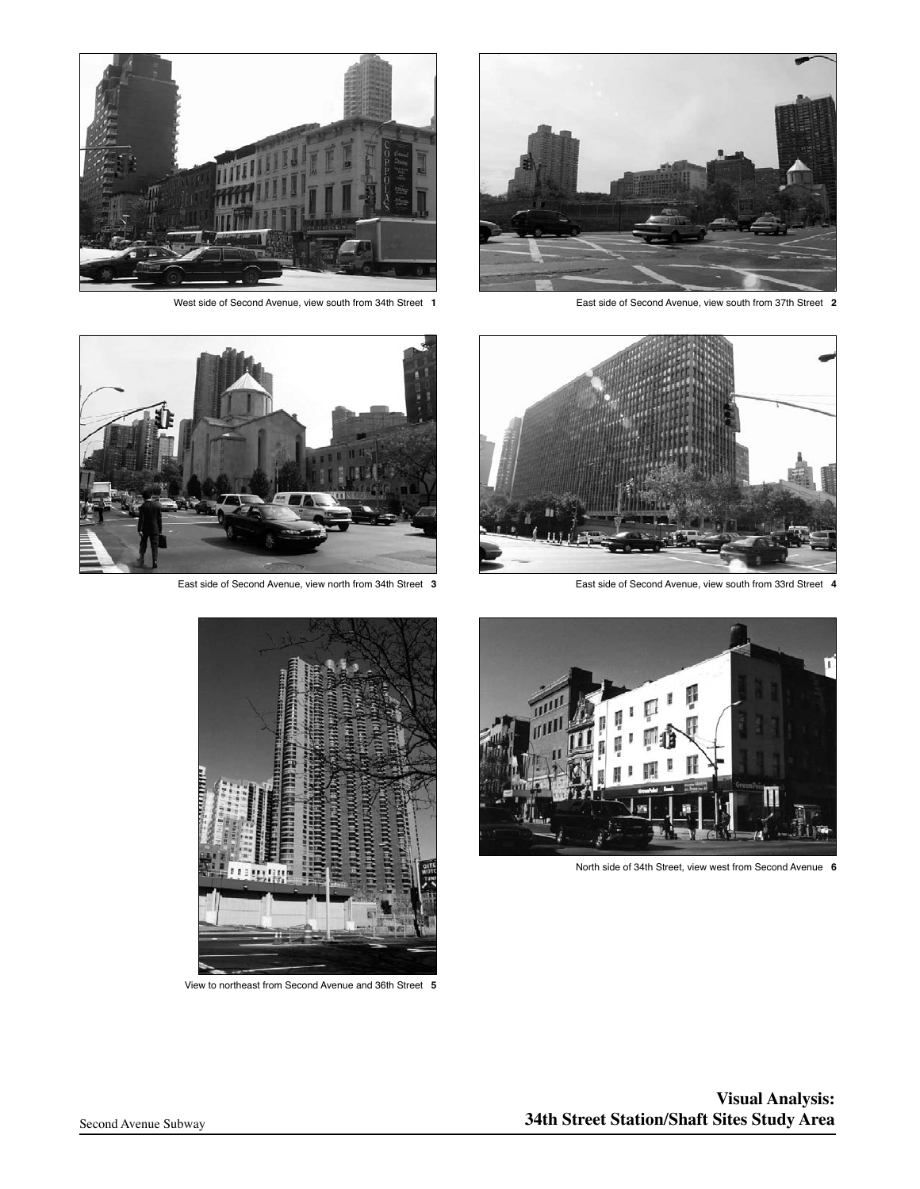West side of Second Avenue, view south from 34th Street **1**

East side of Second Avenue, view south from 37th Street **2**

East side of Second Avenue, view north from 34th Street **3**

East side of Second Avenue, view south from 33rd Street **4**

View to northeast from Second Avenue and 36th Street **5**

North side of 34th Street, view west from Second Avenue **6**

Second Avenue Subway

**Visual Analysis: 34th Street Station/Shaft Sites Study Area**